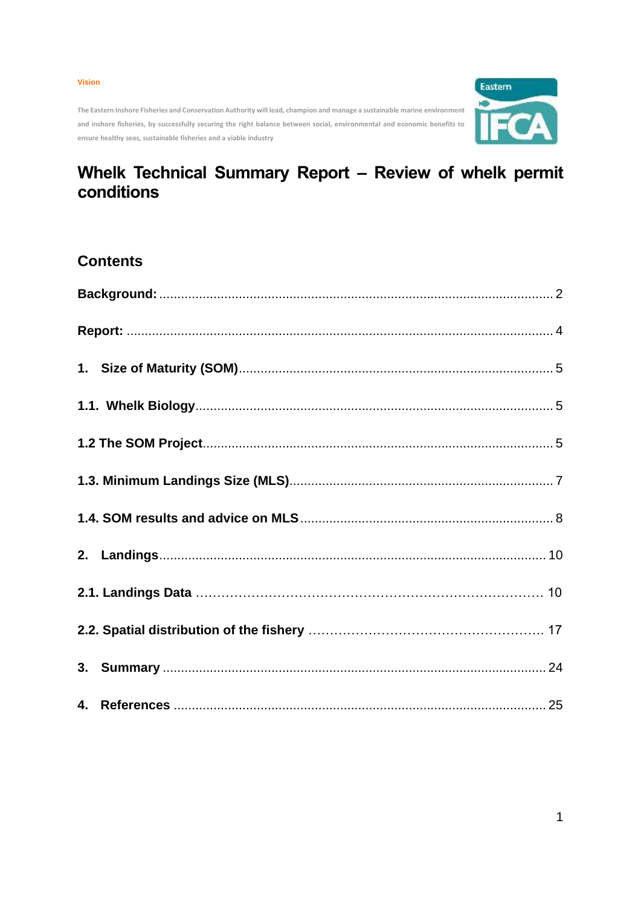**Vision**

The Eastern Inshore Fisheries and Conservation Authority will lead, champion and manage a sustainable marine environment and inshore fisheries, by successfully securing the right balance between social, environmental and economic benefits to ensure healthy seas, sustainable fisheries and a viable industry

# Whelk Technical Summary Report – Review of whelk permit conditions

## Contents

**Background:** ........................................................................................................ 2

**Report:** ................................................................................................................ 4

**1. Size of Maturity (SOM)** .................................................................................. 5

**1.1. Whelk Biology** ................................................................................................ 5

**1.2 The SOM Project** ............................................................................................. 5

**1.3. Minimum Landings Size (MLS)** ....................................................................... 7

**1.4. SOM results and advice on MLS** .................................................................... 8

**2. Landings** ........................................................................................................ 10

**2.1. Landings Data** .............................................................................................. 10

**2.2. Spatial distribution of the fishery** .................................................................. 17

**3. Summary** ....................................................................................................... 24

**4. References** .................................................................................................... 25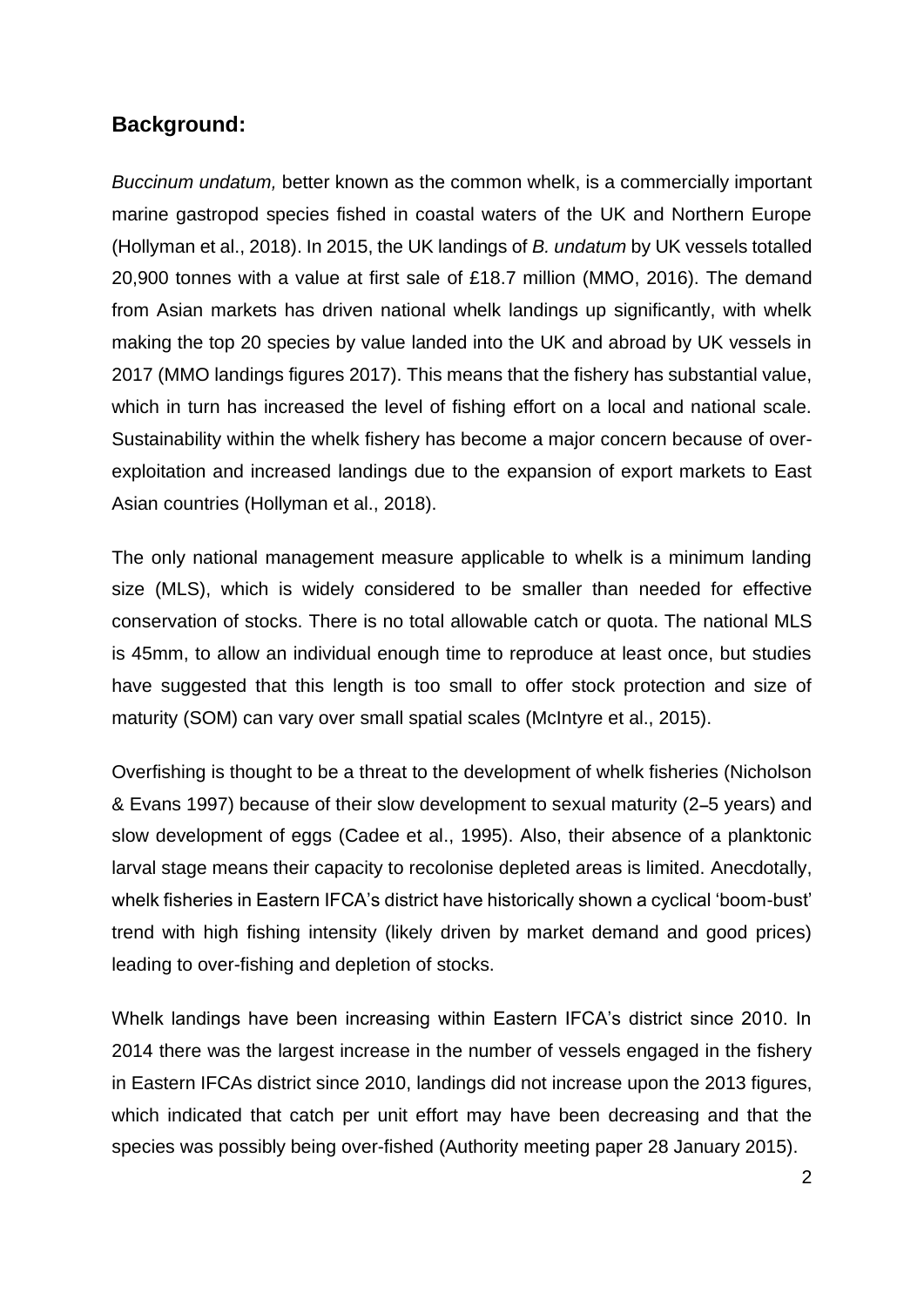## Background:

*Buccinum undatum,* better known as the common whelk, is a commercially important marine gastropod species fished in coastal waters of the UK and Northern Europe (Hollyman et al., 2018). In 2015, the UK landings of *B. undatum* by UK vessels totalled 20,900 tonnes with a value at first sale of £18.7 million (MMO, 2016). The demand from Asian markets has driven national whelk landings up significantly, with whelk making the top 20 species by value landed into the UK and abroad by UK vessels in 2017 (MMO landings figures 2017). This means that the fishery has substantial value, which in turn has increased the level of fishing effort on a local and national scale. Sustainability within the whelk fishery has become a major concern because of over-exploitation and increased landings due to the expansion of export markets to East Asian countries (Hollyman et al., 2018).

The only national management measure applicable to whelk is a minimum landing size (MLS), which is widely considered to be smaller than needed for effective conservation of stocks. There is no total allowable catch or quota. The national MLS is 45mm, to allow an individual enough time to reproduce at least once, but studies have suggested that this length is too small to offer stock protection and size of maturity (SOM) can vary over small spatial scales (McIntyre et al., 2015).

Overfishing is thought to be a threat to the development of whelk fisheries (Nicholson & Evans 1997) because of their slow development to sexual maturity (2–5 years) and slow development of eggs (Cadee et al., 1995). Also, their absence of a planktonic larval stage means their capacity to recolonise depleted areas is limited. Anecdotally, whelk fisheries in Eastern IFCA's district have historically shown a cyclical 'boom-bust' trend with high fishing intensity (likely driven by market demand and good prices) leading to over-fishing and depletion of stocks.

Whelk landings have been increasing within Eastern IFCA's district since 2010. In 2014 there was the largest increase in the number of vessels engaged in the fishery in Eastern IFCAs district since 2010, landings did not increase upon the 2013 figures, which indicated that catch per unit effort may have been decreasing and that the species was possibly being over-fished (Authority meeting paper 28 January 2015).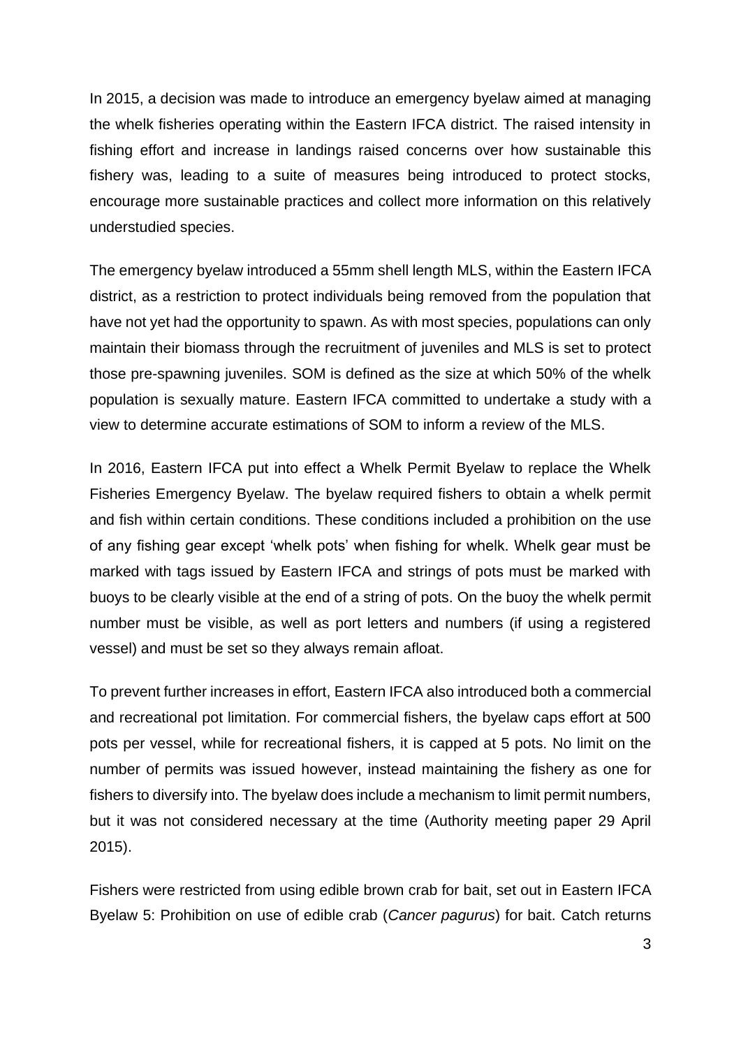In 2015, a decision was made to introduce an emergency byelaw aimed at managing the whelk fisheries operating within the Eastern IFCA district. The raised intensity in fishing effort and increase in landings raised concerns over how sustainable this fishery was, leading to a suite of measures being introduced to protect stocks, encourage more sustainable practices and collect more information on this relatively understudied species.

The emergency byelaw introduced a 55mm shell length MLS, within the Eastern IFCA district, as a restriction to protect individuals being removed from the population that have not yet had the opportunity to spawn. As with most species, populations can only maintain their biomass through the recruitment of juveniles and MLS is set to protect those pre-spawning juveniles. SOM is defined as the size at which 50% of the whelk population is sexually mature. Eastern IFCA committed to undertake a study with a view to determine accurate estimations of SOM to inform a review of the MLS.

In 2016, Eastern IFCA put into effect a Whelk Permit Byelaw to replace the Whelk Fisheries Emergency Byelaw. The byelaw required fishers to obtain a whelk permit and fish within certain conditions. These conditions included a prohibition on the use of any fishing gear except 'whelk pots' when fishing for whelk. Whelk gear must be marked with tags issued by Eastern IFCA and strings of pots must be marked with buoys to be clearly visible at the end of a string of pots. On the buoy the whelk permit number must be visible, as well as port letters and numbers (if using a registered vessel) and must be set so they always remain afloat.

To prevent further increases in effort, Eastern IFCA also introduced both a commercial and recreational pot limitation. For commercial fishers, the byelaw caps effort at 500 pots per vessel, while for recreational fishers, it is capped at 5 pots. No limit on the number of permits was issued however, instead maintaining the fishery as one for fishers to diversify into. The byelaw does include a mechanism to limit permit numbers, but it was not considered necessary at the time (Authority meeting paper 29 April 2015).

Fishers were restricted from using edible brown crab for bait, set out in Eastern IFCA Byelaw 5: Prohibition on use of edible crab (*Cancer pagurus*) for bait. Catch returns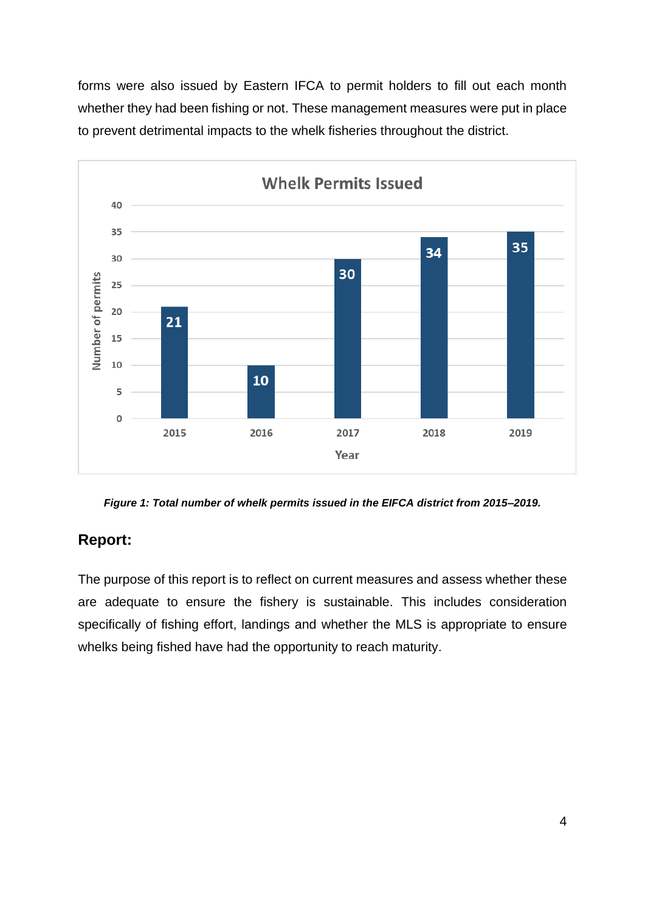forms were also issued by Eastern IFCA to permit holders to fill out each month whether they had been fishing or not. These management measures were put in place to prevent detrimental impacts to the whelk fisheries throughout the district.

**Whelk Permits Issued**

| Year | Number of permits |
|---|---|
| 2015 | 21 |
| 2016 | 10 |
| 2017 | 30 |
| 2018 | 34 |
| 2019 | 35 |

***Figure 1: Total number of whelk permits issued in the EIFCA district from 2015–2019.***

## Report:

The purpose of this report is to reflect on current measures and assess whether these are adequate to ensure the fishery is sustainable. This includes consideration specifically of fishing effort, landings and whether the MLS is appropriate to ensure whelks being fished have had the opportunity to reach maturity.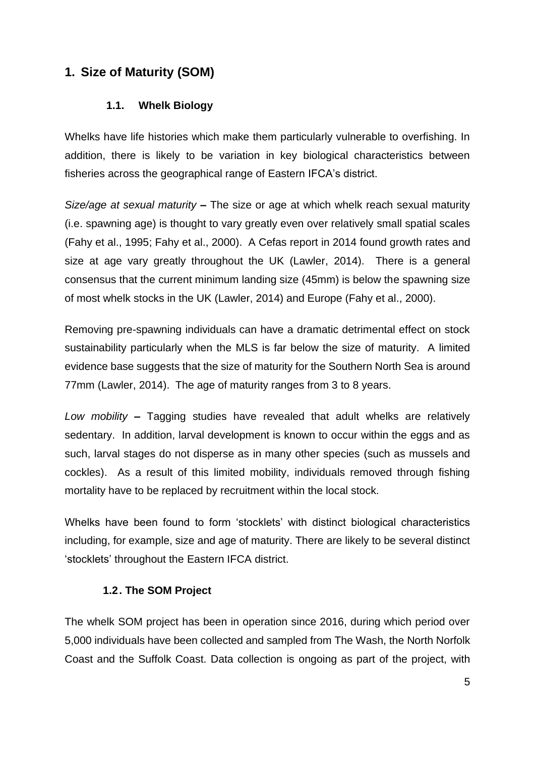# 1. Size of Maturity (SOM)

## 1.1. Whelk Biology

Whelks have life histories which make them particularly vulnerable to overfishing. In addition, there is likely to be variation in key biological characteristics between fisheries across the geographical range of Eastern IFCA's district.

*Size/age at sexual maturity* **–** The size or age at which whelk reach sexual maturity (i.e. spawning age) is thought to vary greatly even over relatively small spatial scales (Fahy et al., 1995; Fahy et al., 2000). A Cefas report in 2014 found growth rates and size at age vary greatly throughout the UK (Lawler, 2014). There is a general consensus that the current minimum landing size (45mm) is below the spawning size of most whelk stocks in the UK (Lawler, 2014) and Europe (Fahy et al., 2000).

Removing pre-spawning individuals can have a dramatic detrimental effect on stock sustainability particularly when the MLS is far below the size of maturity. A limited evidence base suggests that the size of maturity for the Southern North Sea is around 77mm (Lawler, 2014). The age of maturity ranges from 3 to 8 years.

*Low mobility* **–** Tagging studies have revealed that adult whelks are relatively sedentary. In addition, larval development is known to occur within the eggs and as such, larval stages do not disperse as in many other species (such as mussels and cockles). As a result of this limited mobility, individuals removed through fishing mortality have to be replaced by recruitment within the local stock.

Whelks have been found to form 'stocklets' with distinct biological characteristics including, for example, size and age of maturity. There are likely to be several distinct 'stocklets' throughout the Eastern IFCA district.

## 1.2. The SOM Project

The whelk SOM project has been in operation since 2016, during which period over 5,000 individuals have been collected and sampled from The Wash, the North Norfolk Coast and the Suffolk Coast. Data collection is ongoing as part of the project, with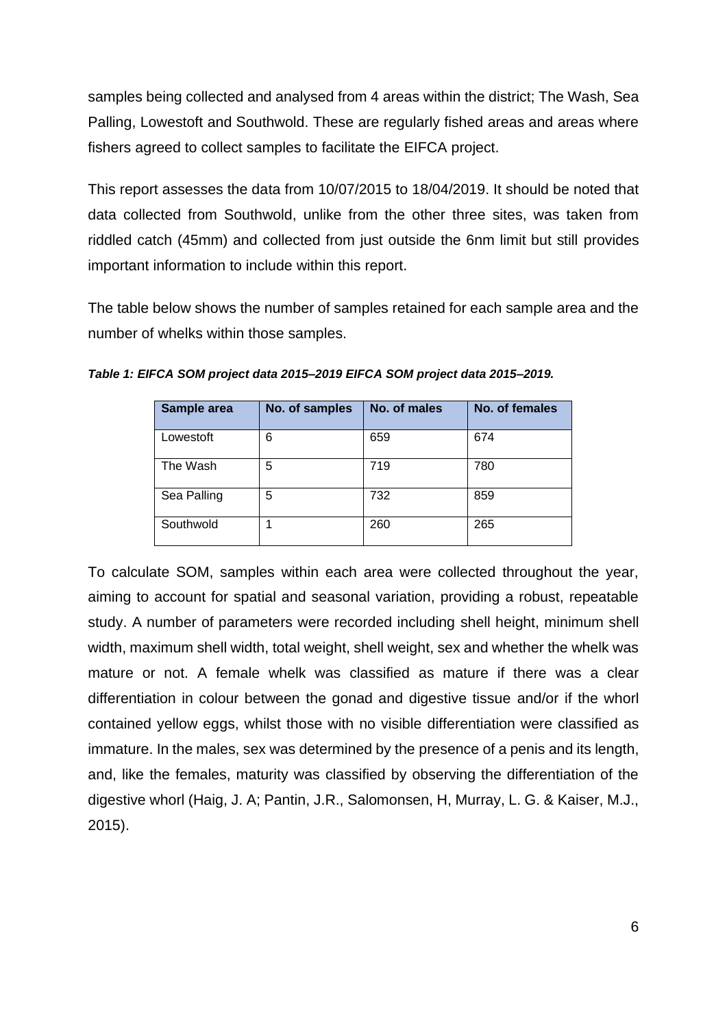samples being collected and analysed from 4 areas within the district; The Wash, Sea Palling, Lowestoft and Southwold. These are regularly fished areas and areas where fishers agreed to collect samples to facilitate the EIFCA project.

This report assesses the data from 10/07/2015 to 18/04/2019. It should be noted that data collected from Southwold, unlike from the other three sites, was taken from riddled catch (45mm) and collected from just outside the 6nm limit but still provides important information to include within this report.

The table below shows the number of samples retained for each sample area and the number of whelks within those samples.

***Table 1: EIFCA SOM project data 2015–2019 EIFCA SOM project data 2015–2019.***

| Sample area | No. of samples | No. of males | No. of females |
|---|---|---|---|
| Lowestoft | 6 | 659 | 674 |
| The Wash | 5 | 719 | 780 |
| Sea Palling | 5 | 732 | 859 |
| Southwold | 1 | 260 | 265 |

To calculate SOM, samples within each area were collected throughout the year, aiming to account for spatial and seasonal variation, providing a robust, repeatable study. A number of parameters were recorded including shell height, minimum shell width, maximum shell width, total weight, shell weight, sex and whether the whelk was mature or not. A female whelk was classified as mature if there was a clear differentiation in colour between the gonad and digestive tissue and/or if the whorl contained yellow eggs, whilst those with no visible differentiation were classified as immature. In the males, sex was determined by the presence of a penis and its length, and, like the females, maturity was classified by observing the differentiation of the digestive whorl (Haig, J. A; Pantin, J.R., Salomonsen, H, Murray, L. G. & Kaiser, M.J., 2015).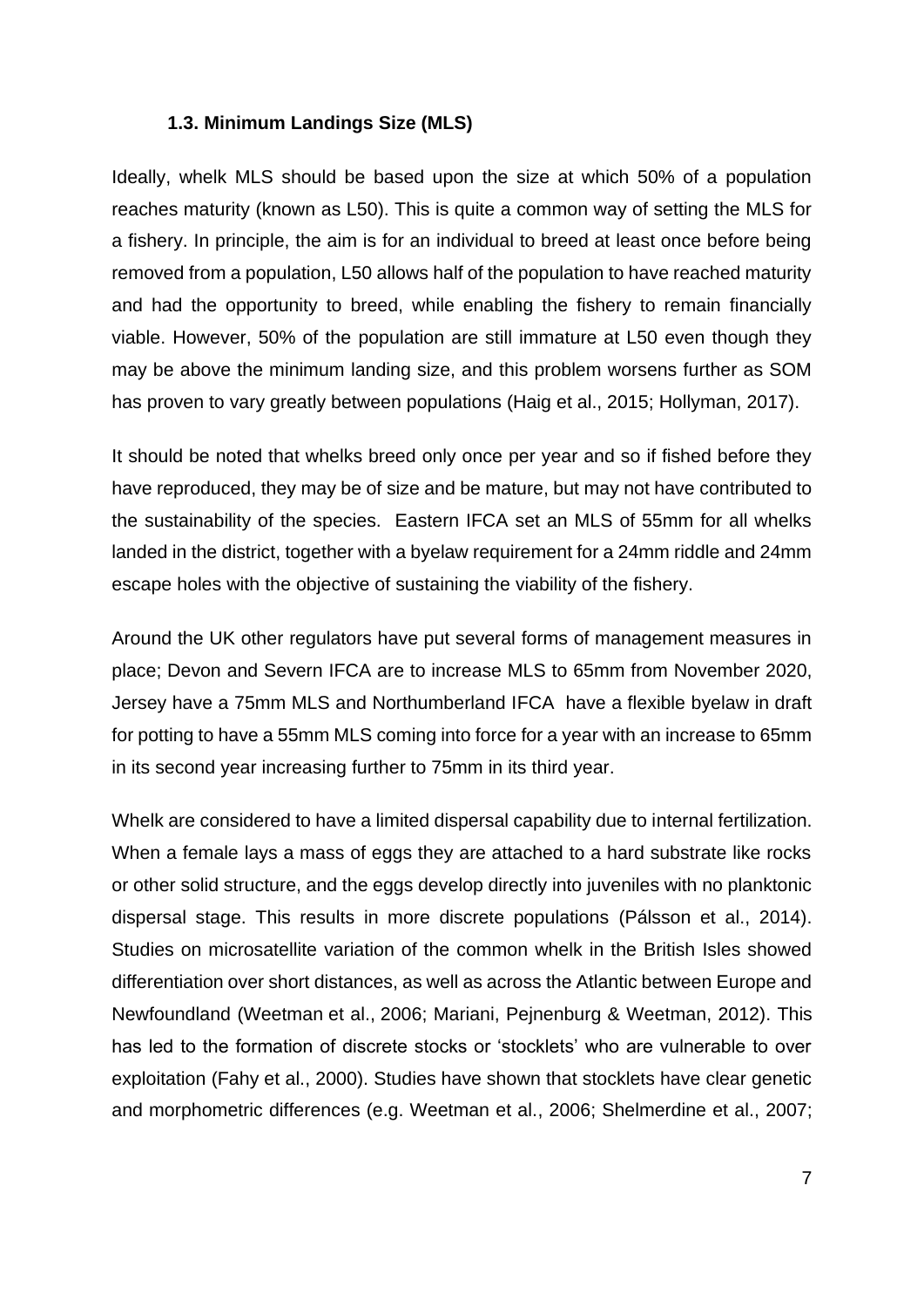### 1.3. Minimum Landings Size (MLS)

Ideally, whelk MLS should be based upon the size at which 50% of a population reaches maturity (known as L50). This is quite a common way of setting the MLS for a fishery. In principle, the aim is for an individual to breed at least once before being removed from a population, L50 allows half of the population to have reached maturity and had the opportunity to breed, while enabling the fishery to remain financially viable. However, 50% of the population are still immature at L50 even though they may be above the minimum landing size, and this problem worsens further as SOM has proven to vary greatly between populations (Haig et al., 2015; Hollyman, 2017).

It should be noted that whelks breed only once per year and so if fished before they have reproduced, they may be of size and be mature, but may not have contributed to the sustainability of the species. Eastern IFCA set an MLS of 55mm for all whelks landed in the district, together with a byelaw requirement for a 24mm riddle and 24mm escape holes with the objective of sustaining the viability of the fishery.

Around the UK other regulators have put several forms of management measures in place; Devon and Severn IFCA are to increase MLS to 65mm from November 2020, Jersey have a 75mm MLS and Northumberland IFCA have a flexible byelaw in draft for potting to have a 55mm MLS coming into force for a year with an increase to 65mm in its second year increasing further to 75mm in its third year.

Whelk are considered to have a limited dispersal capability due to internal fertilization. When a female lays a mass of eggs they are attached to a hard substrate like rocks or other solid structure, and the eggs develop directly into juveniles with no planktonic dispersal stage. This results in more discrete populations (Pálsson et al., 2014). Studies on microsatellite variation of the common whelk in the British Isles showed differentiation over short distances, as well as across the Atlantic between Europe and Newfoundland (Weetman et al., 2006; Mariani, Pejnenburg & Weetman, 2012). This has led to the formation of discrete stocks or 'stocklets' who are vulnerable to over exploitation (Fahy et al., 2000). Studies have shown that stocklets have clear genetic and morphometric differences (e.g. Weetman et al., 2006; Shelmerdine et al., 2007;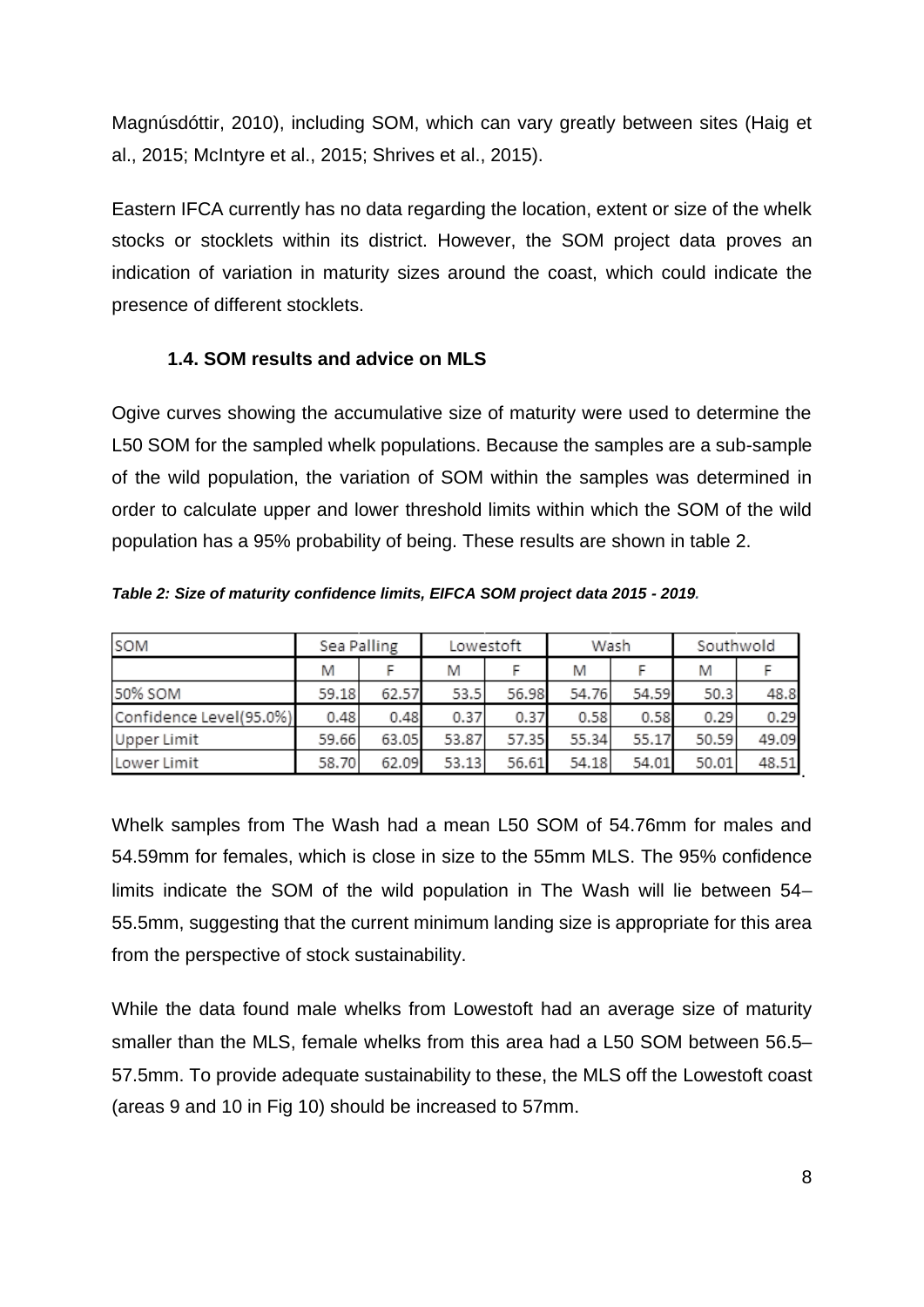Magnúsdóttir, 2010), including SOM, which can vary greatly between sites (Haig et al., 2015; McIntyre et al., 2015; Shrives et al., 2015).

Eastern IFCA currently has no data regarding the location, extent or size of the whelk stocks or stocklets within its district. However, the SOM project data proves an indication of variation in maturity sizes around the coast, which could indicate the presence of different stocklets.

### 1.4. SOM results and advice on MLS

Ogive curves showing the accumulative size of maturity were used to determine the L50 SOM for the sampled whelk populations. Because the samples are a sub-sample of the wild population, the variation of SOM within the samples was determined in order to calculate upper and lower threshold limits within which the SOM of the wild population has a 95% probability of being. These results are shown in table 2.

***Table 2: Size of maturity confidence limits, EIFCA SOM project data 2015 - 2019.***

| SOM | Sea Palling | | Lowestoft | | Wash | | Southwold | |
|---|---|---|---|---|---|---|---|---|
| | M | F | M | F | M | F | M | F |
| 50% SOM | 59.18 | 62.57 | 53.5 | 56.98 | 54.76 | 54.59 | 50.3 | 48.8 |
| Confidence Level(95.0%) | 0.48 | 0.48 | 0.37 | 0.37 | 0.58 | 0.58 | 0.29 | 0.29 |
| Upper Limit | 59.66 | 63.05 | 53.87 | 57.35 | 55.34 | 55.17 | 50.59 | 49.09 |
| Lower Limit | 58.70 | 62.09 | 53.13 | 56.61 | 54.18 | 54.01 | 50.01 | 48.51 |

Whelk samples from The Wash had a mean L50 SOM of 54.76mm for males and 54.59mm for females, which is close in size to the 55mm MLS. The 95% confidence limits indicate the SOM of the wild population in The Wash will lie between 54–55.5mm, suggesting that the current minimum landing size is appropriate for this area from the perspective of stock sustainability.

While the data found male whelks from Lowestoft had an average size of maturity smaller than the MLS, female whelks from this area had a L50 SOM between 56.5–57.5mm. To provide adequate sustainability to these, the MLS off the Lowestoft coast (areas 9 and 10 in Fig 10) should be increased to 57mm.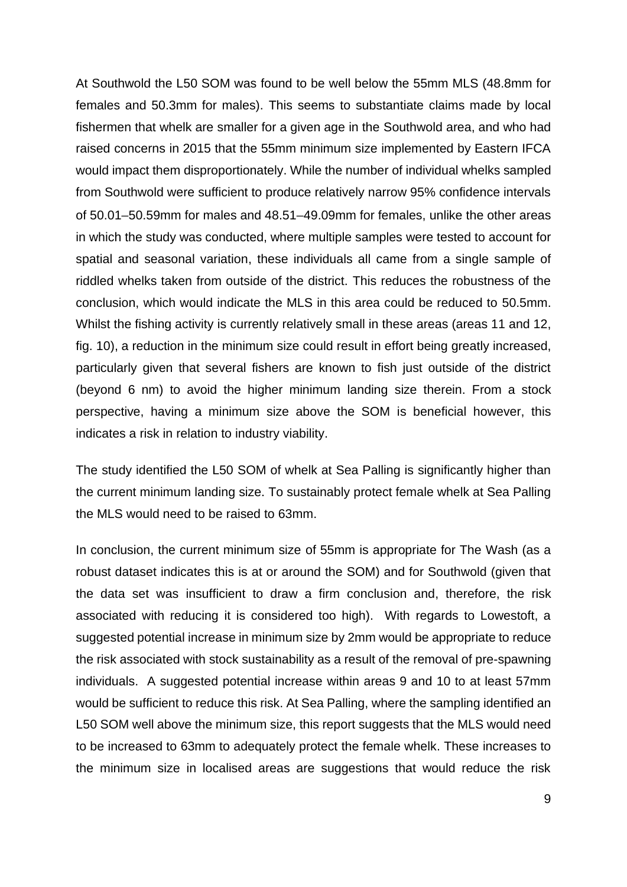At Southwold the L50 SOM was found to be well below the 55mm MLS (48.8mm for females and 50.3mm for males). This seems to substantiate claims made by local fishermen that whelk are smaller for a given age in the Southwold area, and who had raised concerns in 2015 that the 55mm minimum size implemented by Eastern IFCA would impact them disproportionately. While the number of individual whelks sampled from Southwold were sufficient to produce relatively narrow 95% confidence intervals of 50.01–50.59mm for males and 48.51–49.09mm for females, unlike the other areas in which the study was conducted, where multiple samples were tested to account for spatial and seasonal variation, these individuals all came from a single sample of riddled whelks taken from outside of the district. This reduces the robustness of the conclusion, which would indicate the MLS in this area could be reduced to 50.5mm. Whilst the fishing activity is currently relatively small in these areas (areas 11 and 12, fig. 10), a reduction in the minimum size could result in effort being greatly increased, particularly given that several fishers are known to fish just outside of the district (beyond 6 nm) to avoid the higher minimum landing size therein. From a stock perspective, having a minimum size above the SOM is beneficial however, this indicates a risk in relation to industry viability.

The study identified the L50 SOM of whelk at Sea Palling is significantly higher than the current minimum landing size. To sustainably protect female whelk at Sea Palling the MLS would need to be raised to 63mm.

In conclusion, the current minimum size of 55mm is appropriate for The Wash (as a robust dataset indicates this is at or around the SOM) and for Southwold (given that the data set was insufficient to draw a firm conclusion and, therefore, the risk associated with reducing it is considered too high). With regards to Lowestoft, a suggested potential increase in minimum size by 2mm would be appropriate to reduce the risk associated with stock sustainability as a result of the removal of pre-spawning individuals. A suggested potential increase within areas 9 and 10 to at least 57mm would be sufficient to reduce this risk. At Sea Palling, where the sampling identified an L50 SOM well above the minimum size, this report suggests that the MLS would need to be increased to 63mm to adequately protect the female whelk. These increases to the minimum size in localised areas are suggestions that would reduce the risk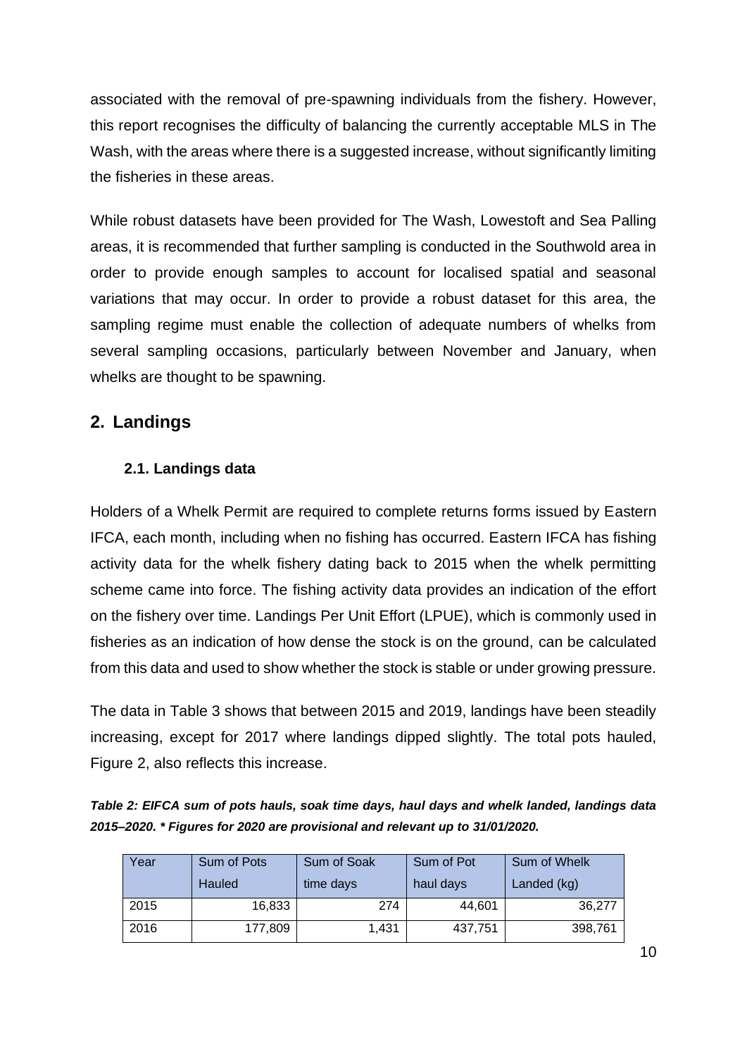associated with the removal of pre-spawning individuals from the fishery. However, this report recognises the difficulty of balancing the currently acceptable MLS in The Wash, with the areas where there is a suggested increase, without significantly limiting the fisheries in these areas.

While robust datasets have been provided for The Wash, Lowestoft and Sea Palling areas, it is recommended that further sampling is conducted in the Southwold area in order to provide enough samples to account for localised spatial and seasonal variations that may occur. In order to provide a robust dataset for this area, the sampling regime must enable the collection of adequate numbers of whelks from several sampling occasions, particularly between November and January, when whelks are thought to be spawning.

## 2. Landings

### 2.1. Landings data

Holders of a Whelk Permit are required to complete returns forms issued by Eastern IFCA, each month, including when no fishing has occurred. Eastern IFCA has fishing activity data for the whelk fishery dating back to 2015 when the whelk permitting scheme came into force. The fishing activity data provides an indication of the effort on the fishery over time. Landings Per Unit Effort (LPUE), which is commonly used in fisheries as an indication of how dense the stock is on the ground, can be calculated from this data and used to show whether the stock is stable or under growing pressure.

The data in Table 3 shows that between 2015 and 2019, landings have been steadily increasing, except for 2017 where landings dipped slightly. The total pots hauled, Figure 2, also reflects this increase.

***Table 2: EIFCA sum of pots hauls, soak time days, haul days and whelk landed, landings data 2015–2020. \* Figures for 2020 are provisional and relevant up to 31/01/2020.***

| Year | Sum of Pots Hauled | Sum of Soak time days | Sum of Pot haul days | Sum of Whelk Landed (kg) |
|---|---|---|---|---|
| 2015 | 16,833 | 274 | 44,601 | 36,277 |
| 2016 | 177,809 | 1,431 | 437,751 | 398,761 |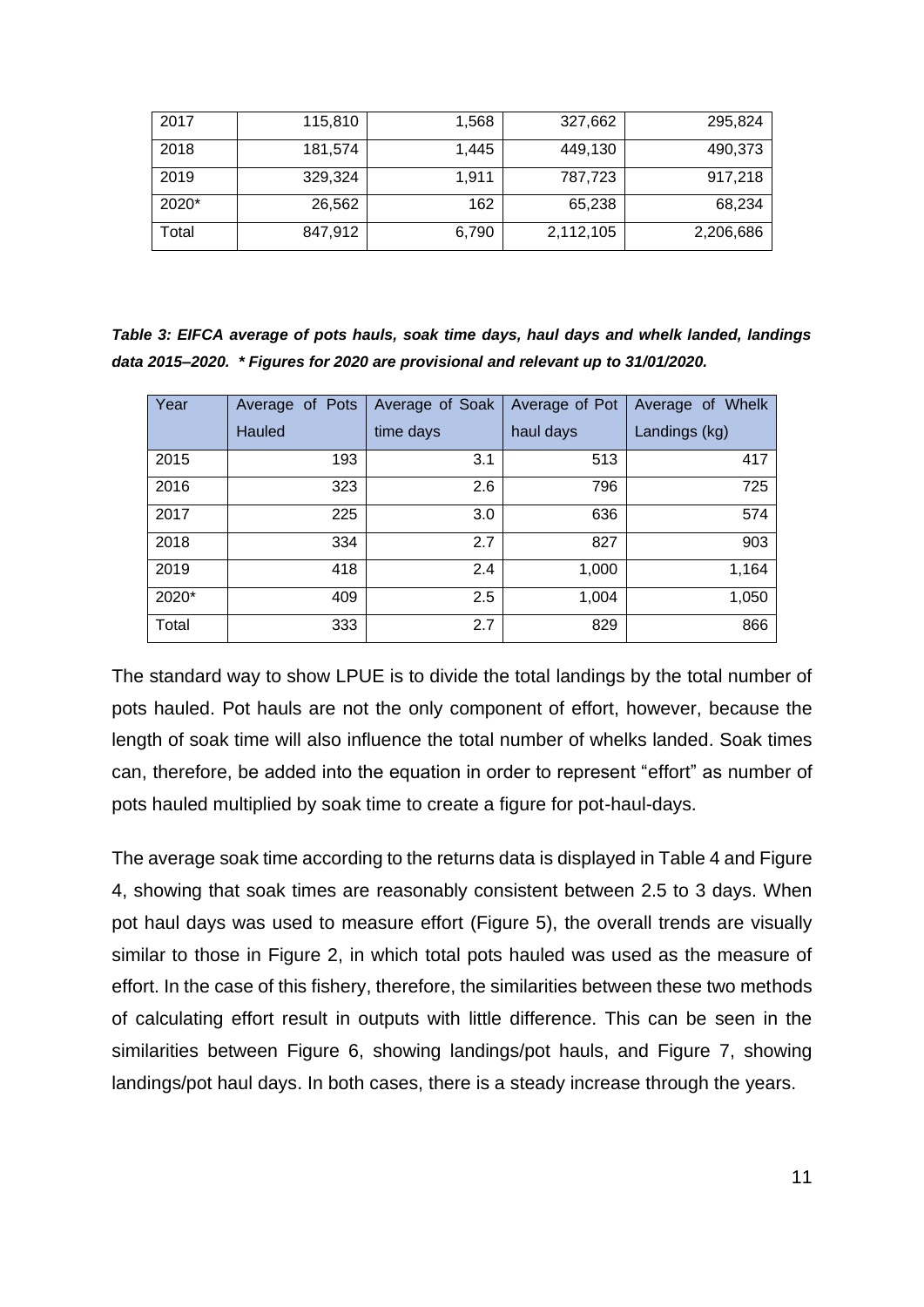| 2017 | 115,810 | 1,568 | 327,662 | 295,824 |
|---|---|---|---|---|
| 2018 | 181,574 | 1,445 | 449,130 | 490,373 |
| 2019 | 329,324 | 1,911 | 787,723 | 917,218 |
| 2020* | 26,562 | 162 | 65,238 | 68,234 |
| Total | 847,912 | 6,790 | 2,112,105 | 2,206,686 |

***Table 3: EIFCA average of pots hauls, soak time days, haul days and whelk landed, landings data 2015–2020. * Figures for 2020 are provisional and relevant up to 31/01/2020.***

| Year | Average of Pots Hauled | Average of Soak time days | Average of Pot haul days | Average of Whelk Landings (kg) |
|---|---|---|---|---|
| 2015 | 193 | 3.1 | 513 | 417 |
| 2016 | 323 | 2.6 | 796 | 725 |
| 2017 | 225 | 3.0 | 636 | 574 |
| 2018 | 334 | 2.7 | 827 | 903 |
| 2019 | 418 | 2.4 | 1,000 | 1,164 |
| 2020* | 409 | 2.5 | 1,004 | 1,050 |
| Total | 333 | 2.7 | 829 | 866 |

The standard way to show LPUE is to divide the total landings by the total number of pots hauled. Pot hauls are not the only component of effort, however, because the length of soak time will also influence the total number of whelks landed. Soak times can, therefore, be added into the equation in order to represent "effort" as number of pots hauled multiplied by soak time to create a figure for pot-haul-days.

The average soak time according to the returns data is displayed in Table 4 and Figure 4, showing that soak times are reasonably consistent between 2.5 to 3 days. When pot haul days was used to measure effort (Figure 5), the overall trends are visually similar to those in Figure 2, in which total pots hauled was used as the measure of effort. In the case of this fishery, therefore, the similarities between these two methods of calculating effort result in outputs with little difference. This can be seen in the similarities between Figure 6, showing landings/pot hauls, and Figure 7, showing landings/pot haul days. In both cases, there is a steady increase through the years.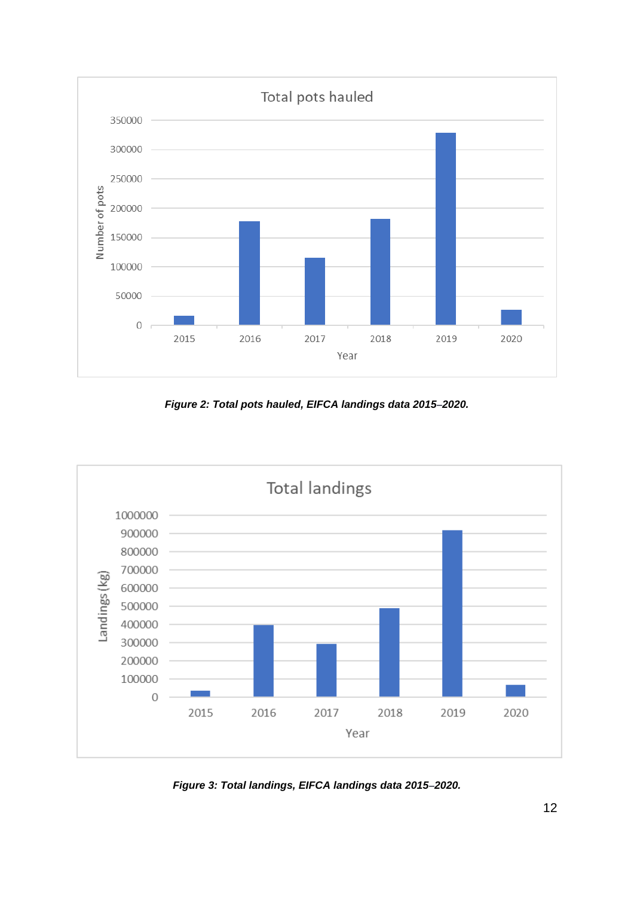*Figure 2: Total pots hauled, EIFCA landings data 2015–2020.*

*Figure 3: Total landings, EIFCA landings data 2015–2020.*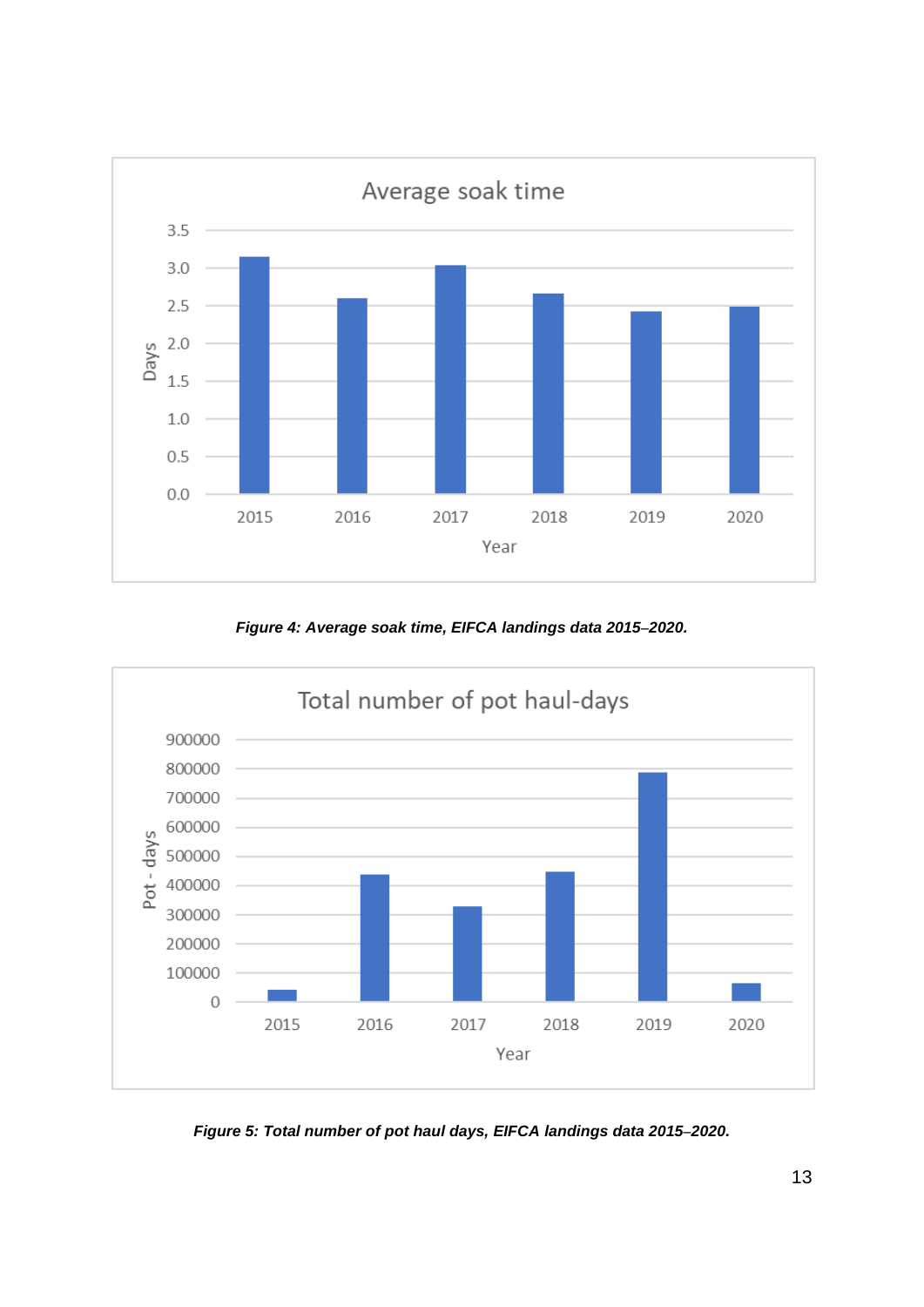Figure 4: Average soak time, EIFCA landings data 2015–2020.

Figure 5: Total number of pot haul days, EIFCA landings data 2015–2020.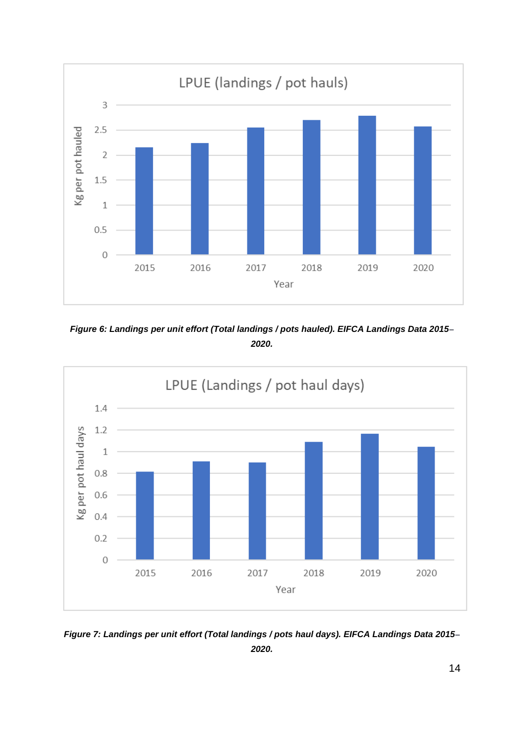*Figure 6: Landings per unit effort (Total landings / pots hauled). EIFCA Landings Data 2015–2020.*

*Figure 7: Landings per unit effort (Total landings / pots haul days). EIFCA Landings Data 2015–2020.*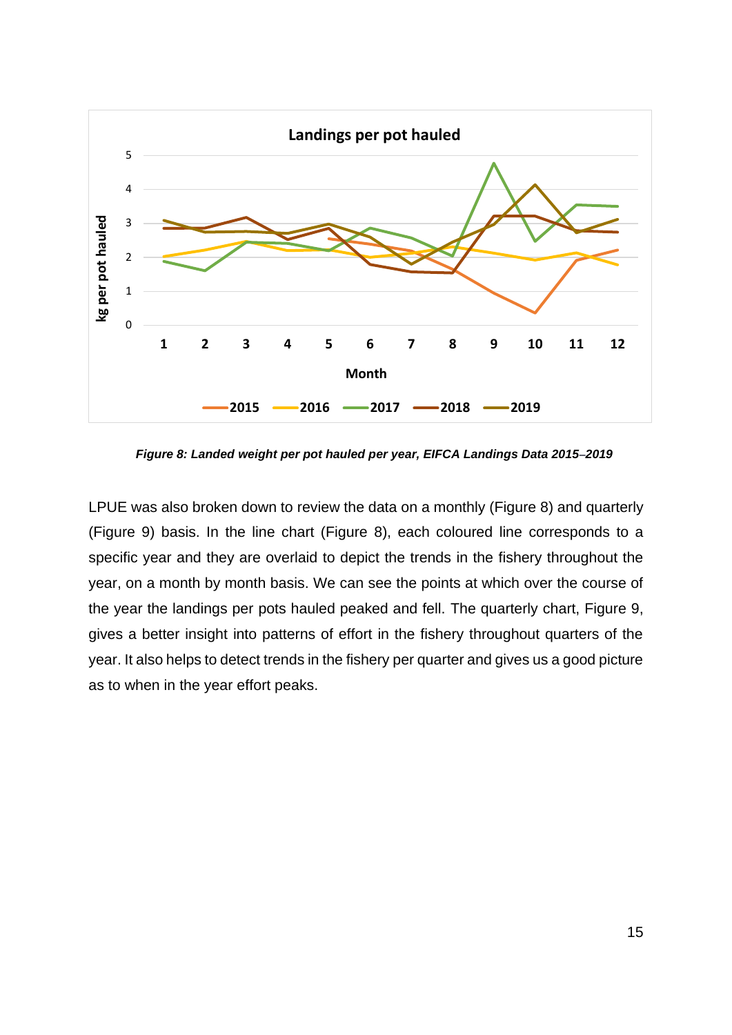*Figure 8: Landed weight per pot hauled per year, EIFCA Landings Data 2015–2019*

LPUE was also broken down to review the data on a monthly (Figure 8) and quarterly (Figure 9) basis. In the line chart (Figure 8), each coloured line corresponds to a specific year and they are overlaid to depict the trends in the fishery throughout the year, on a month by month basis. We can see the points at which over the course of the year the landings per pots hauled peaked and fell. The quarterly chart, Figure 9, gives a better insight into patterns of effort in the fishery throughout quarters of the year. It also helps to detect trends in the fishery per quarter and gives us a good picture as to when in the year effort peaks.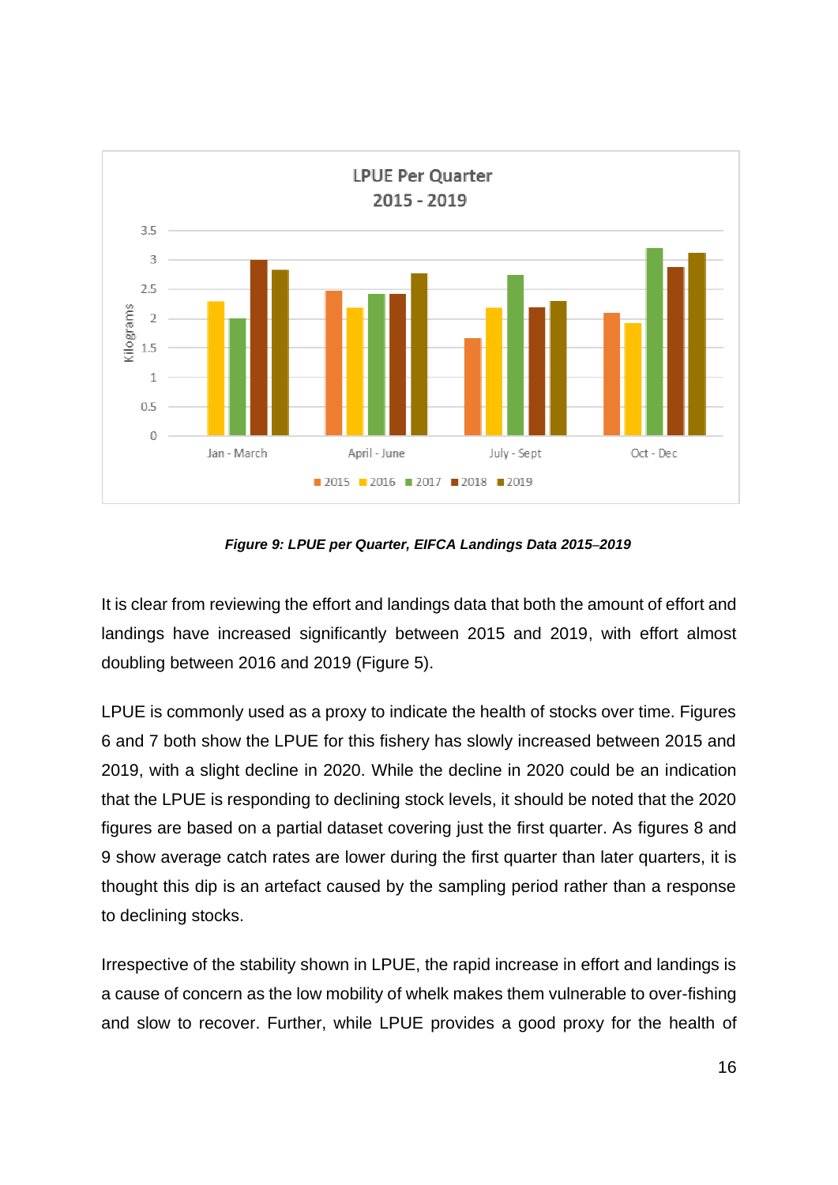*Figure 9: LPUE per Quarter, EIFCA Landings Data 2015–2019*

It is clear from reviewing the effort and landings data that both the amount of effort and landings have increased significantly between 2015 and 2019, with effort almost doubling between 2016 and 2019 (Figure 5).

LPUE is commonly used as a proxy to indicate the health of stocks over time. Figures 6 and 7 both show the LPUE for this fishery has slowly increased between 2015 and 2019, with a slight decline in 2020. While the decline in 2020 could be an indication that the LPUE is responding to declining stock levels, it should be noted that the 2020 figures are based on a partial dataset covering just the first quarter. As figures 8 and 9 show average catch rates are lower during the first quarter than later quarters, it is thought this dip is an artefact caused by the sampling period rather than a response to declining stocks.

Irrespective of the stability shown in LPUE, the rapid increase in effort and landings is a cause of concern as the low mobility of whelk makes them vulnerable to over-fishing and slow to recover. Further, while LPUE provides a good proxy for the health of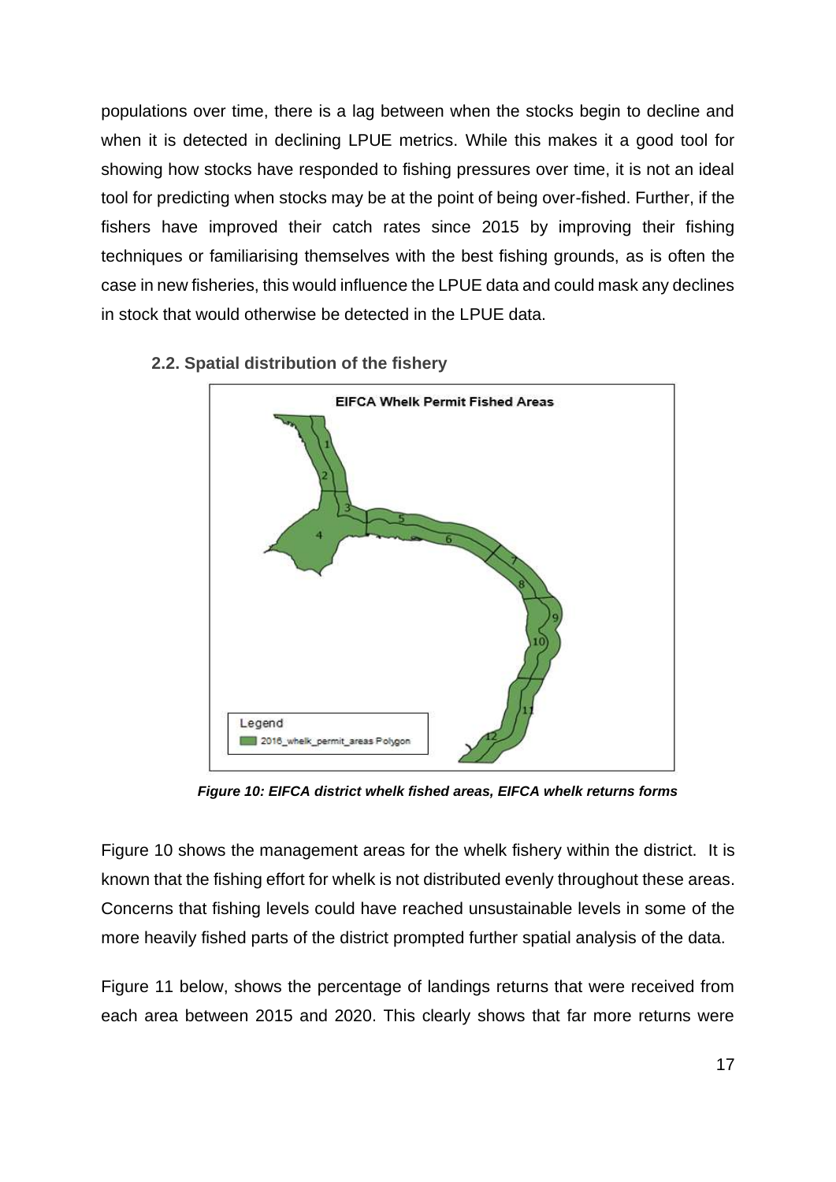populations over time, there is a lag between when the stocks begin to decline and when it is detected in declining LPUE metrics. While this makes it a good tool for showing how stocks have responded to fishing pressures over time, it is not an ideal tool for predicting when stocks may be at the point of being over-fished. Further, if the fishers have improved their catch rates since 2015 by improving their fishing techniques or familiarising themselves with the best fishing grounds, as is often the case in new fisheries, this would influence the LPUE data and could mask any declines in stock that would otherwise be detected in the LPUE data.

### 2.2. Spatial distribution of the fishery

***Figure 10: EIFCA district whelk fished areas, EIFCA whelk returns forms***

Figure 10 shows the management areas for the whelk fishery within the district. It is known that the fishing effort for whelk is not distributed evenly throughout these areas. Concerns that fishing levels could have reached unsustainable levels in some of the more heavily fished parts of the district prompted further spatial analysis of the data.

Figure 11 below, shows the percentage of landings returns that were received from each area between 2015 and 2020. This clearly shows that far more returns were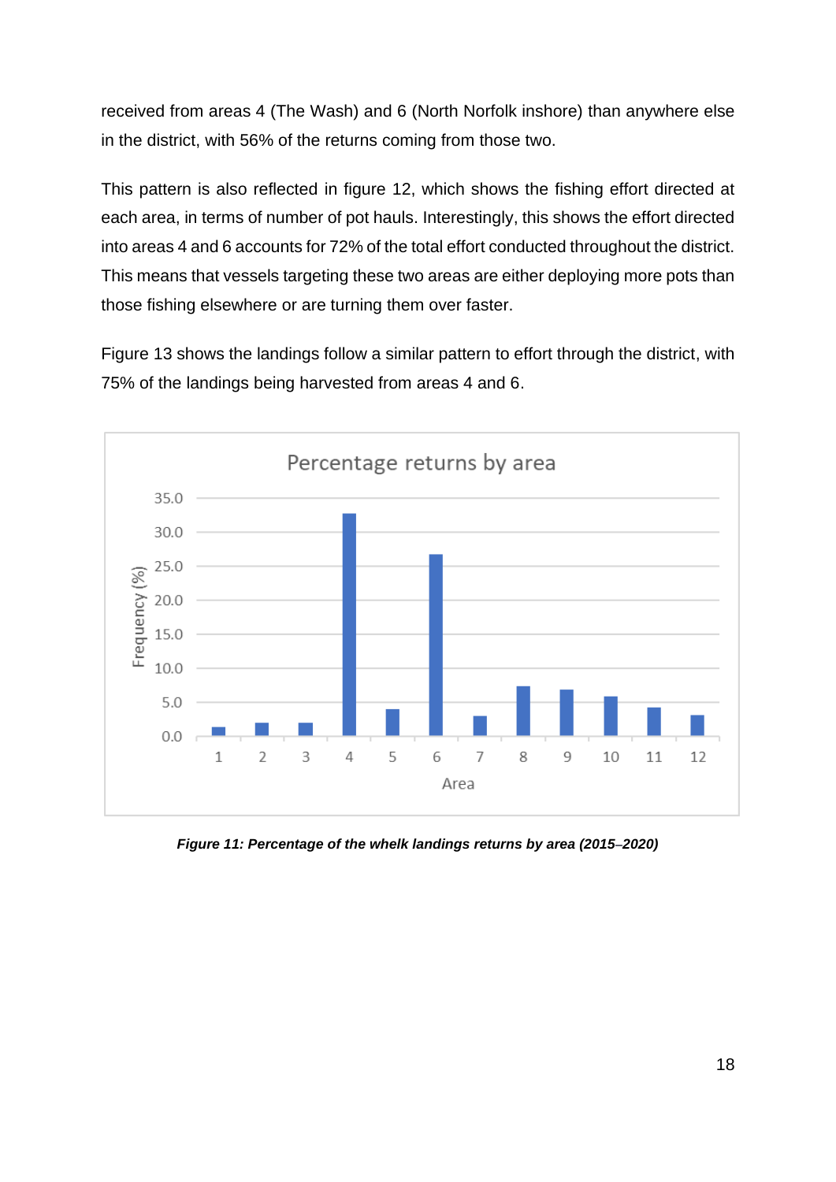received from areas 4 (The Wash) and 6 (North Norfolk inshore) than anywhere else in the district, with 56% of the returns coming from those two.

This pattern is also reflected in figure 12, which shows the fishing effort directed at each area, in terms of number of pot hauls. Interestingly, this shows the effort directed into areas 4 and 6 accounts for 72% of the total effort conducted throughout the district. This means that vessels targeting these two areas are either deploying more pots than those fishing elsewhere or are turning them over faster.

Figure 13 shows the landings follow a similar pattern to effort through the district, with 75% of the landings being harvested from areas 4 and 6.

***Figure 11: Percentage of the whelk landings returns by area (2015–2020)***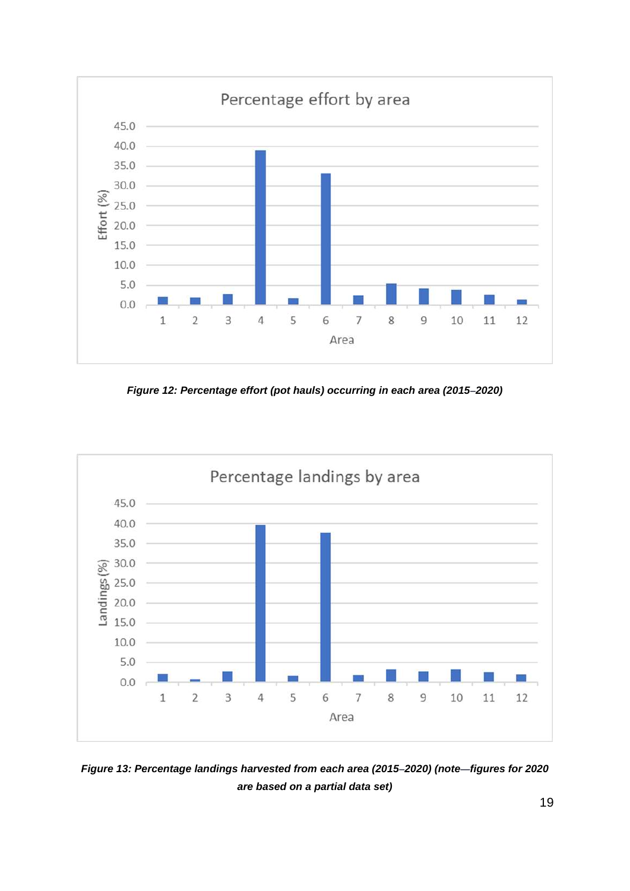*Figure 12: Percentage effort (pot hauls) occurring in each area (2015–2020)*

*Figure 13: Percentage landings harvested from each area (2015–2020) (note—figures for 2020 are based on a partial data set)*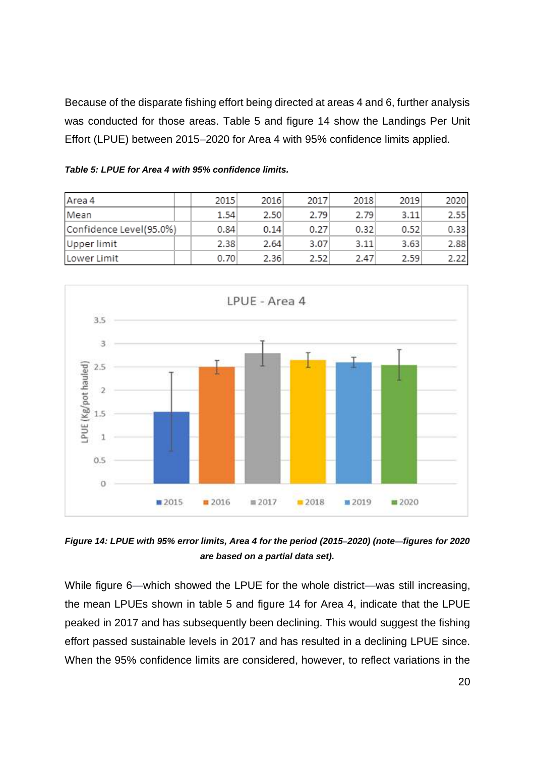Because of the disparate fishing effort being directed at areas 4 and 6, further analysis was conducted for those areas. Table 5 and figure 14 show the Landings Per Unit Effort (LPUE) between 2015–2020 for Area 4 with 95% confidence limits applied.

***Table 5: LPUE for Area 4 with 95% confidence limits.***

| Area 4 | 2015 | 2016 | 2017 | 2018 | 2019 | 2020 |
|---|---|---|---|---|---|---|
| Mean | 1.54 | 2.50 | 2.79 | 2.79 | 3.11 | 2.55 |
| Confidence Level(95.0%) | 0.84 | 0.14 | 0.27 | 0.32 | 0.52 | 0.33 |
| Upper limit | 2.38 | 2.64 | 3.07 | 3.11 | 3.63 | 2.88 |
| Lower Limit | 0.70 | 2.36 | 2.52 | 2.47 | 2.59 | 2.22 |

***Figure 14: LPUE with 95% error limits, Area 4 for the period (2015–2020) (note—figures for 2020 are based on a partial data set).***

While figure 6—which showed the LPUE for the whole district—was still increasing, the mean LPUEs shown in table 5 and figure 14 for Area 4, indicate that the LPUE peaked in 2017 and has subsequently been declining. This would suggest the fishing effort passed sustainable levels in 2017 and has resulted in a declining LPUE since. When the 95% confidence limits are considered, however, to reflect variations in the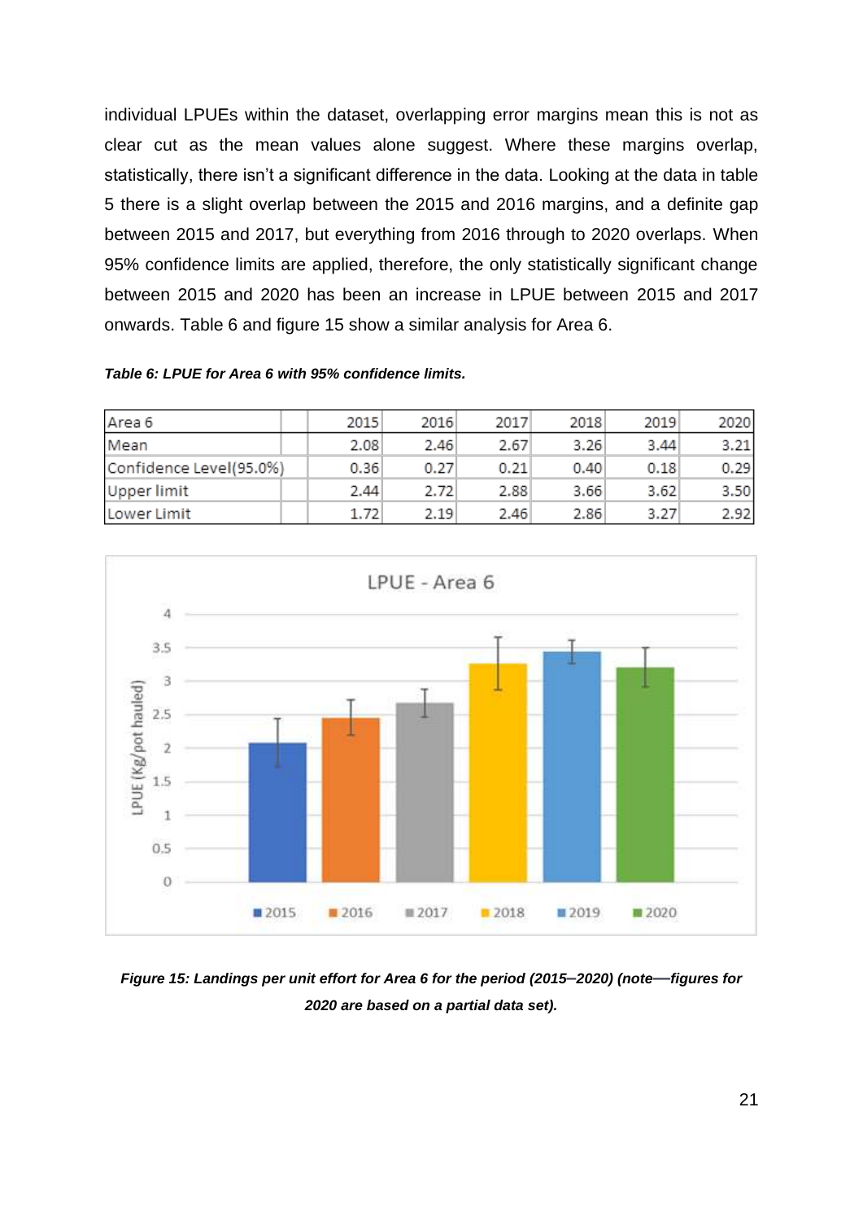individual LPUEs within the dataset, overlapping error margins mean this is not as clear cut as the mean values alone suggest. Where these margins overlap, statistically, there isn't a significant difference in the data. Looking at the data in table 5 there is a slight overlap between the 2015 and 2016 margins, and a definite gap between 2015 and 2017, but everything from 2016 through to 2020 overlaps. When 95% confidence limits are applied, therefore, the only statistically significant change between 2015 and 2020 has been an increase in LPUE between 2015 and 2017 onwards. Table 6 and figure 15 show a similar analysis for Area 6.

***Table 6: LPUE for Area 6 with 95% confidence limits.***

| Area 6 | | 2015 | 2016 | 2017 | 2018 | 2019 | 2020 |
|---|---|---|---|---|---|---|---|
| Mean | | 2.08 | 2.46 | 2.67 | 3.26 | 3.44 | 3.21 |
| Confidence Level(95.0%) | | 0.36 | 0.27 | 0.21 | 0.40 | 0.18 | 0.29 |
| Upper limit | | 2.44 | 2.72 | 2.88 | 3.66 | 3.62 | 3.50 |
| Lower Limit | | 1.72 | 2.19 | 2.46 | 2.86 | 3.27 | 2.92 |

***Figure 15: Landings per unit effort for Area 6 for the period (2015–2020) (note—figures for 2020 are based on a partial data set).***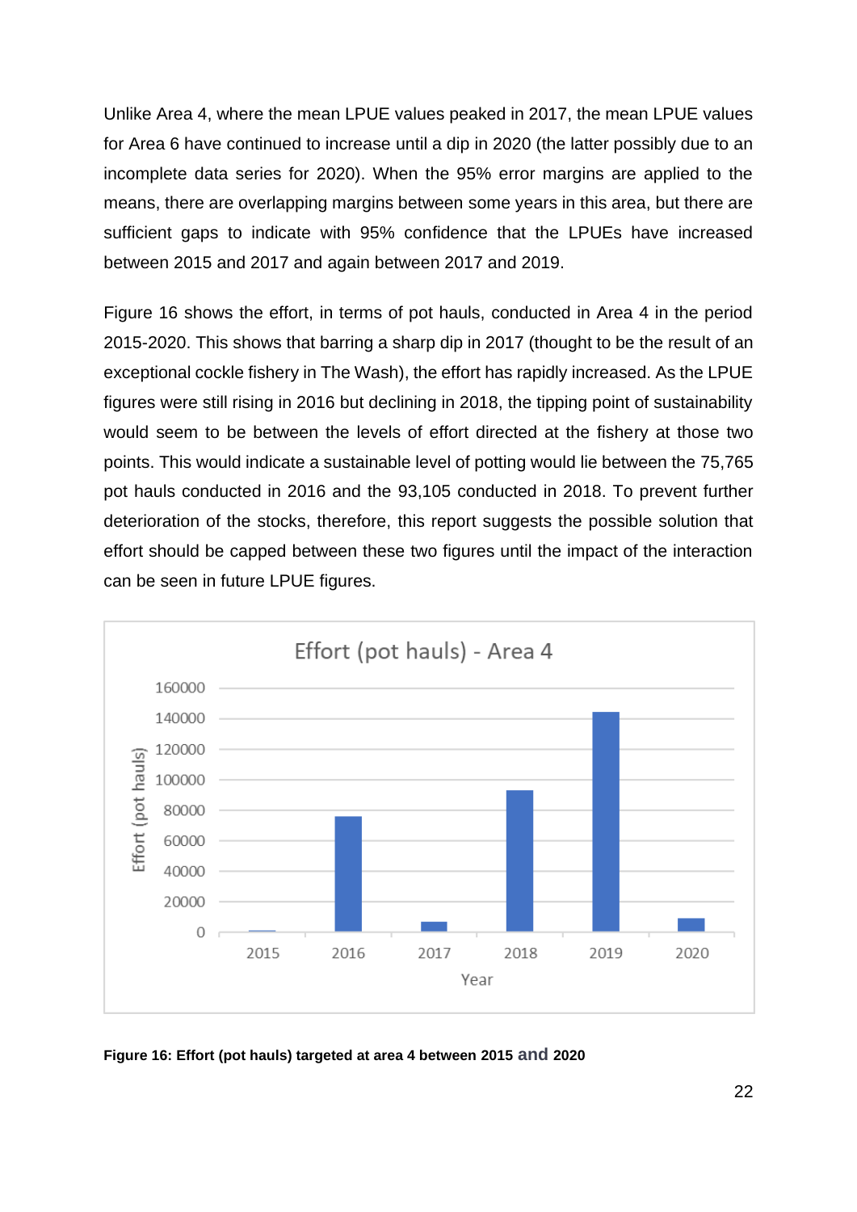Unlike Area 4, where the mean LPUE values peaked in 2017, the mean LPUE values for Area 6 have continued to increase until a dip in 2020 (the latter possibly due to an incomplete data series for 2020). When the 95% error margins are applied to the means, there are overlapping margins between some years in this area, but there are sufficient gaps to indicate with 95% confidence that the LPUEs have increased between 2015 and 2017 and again between 2017 and 2019.

Figure 16 shows the effort, in terms of pot hauls, conducted in Area 4 in the period 2015-2020. This shows that barring a sharp dip in 2017 (thought to be the result of an exceptional cockle fishery in The Wash), the effort has rapidly increased. As the LPUE figures were still rising in 2016 but declining in 2018, the tipping point of sustainability would seem to be between the levels of effort directed at the fishery at those two points. This would indicate a sustainable level of potting would lie between the 75,765 pot hauls conducted in 2016 and the 93,105 conducted in 2018. To prevent further deterioration of the stocks, therefore, this report suggests the possible solution that effort should be capped between these two figures until the impact of the interaction can be seen in future LPUE figures.

**Figure 16: Effort (pot hauls) targeted at area 4 between 2015 and 2020**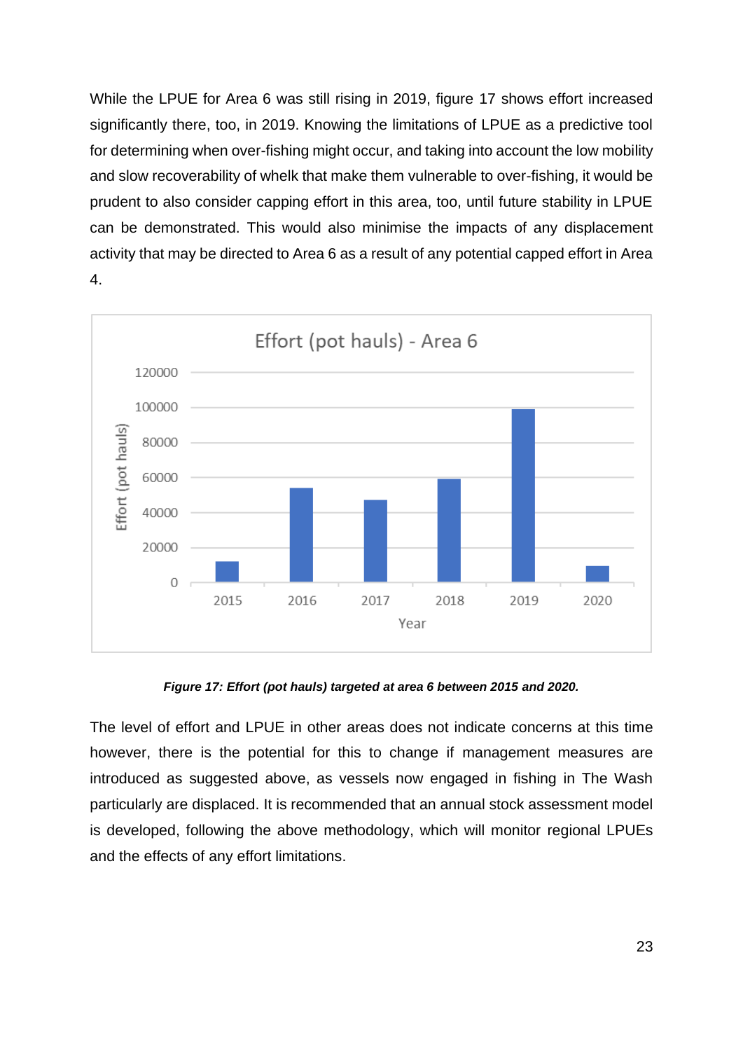While the LPUE for Area 6 was still rising in 2019, figure 17 shows effort increased significantly there, too, in 2019. Knowing the limitations of LPUE as a predictive tool for determining when over-fishing might occur, and taking into account the low mobility and slow recoverability of whelk that make them vulnerable to over-fishing, it would be prudent to also consider capping effort in this area, too, until future stability in LPUE can be demonstrated. This would also minimise the impacts of any displacement activity that may be directed to Area 6 as a result of any potential capped effort in Area 4.

***Figure 17: Effort (pot hauls) targeted at area 6 between 2015 and 2020.***

The level of effort and LPUE in other areas does not indicate concerns at this time however, there is the potential for this to change if management measures are introduced as suggested above, as vessels now engaged in fishing in The Wash particularly are displaced. It is recommended that an annual stock assessment model is developed, following the above methodology, which will monitor regional LPUEs and the effects of any effort limitations.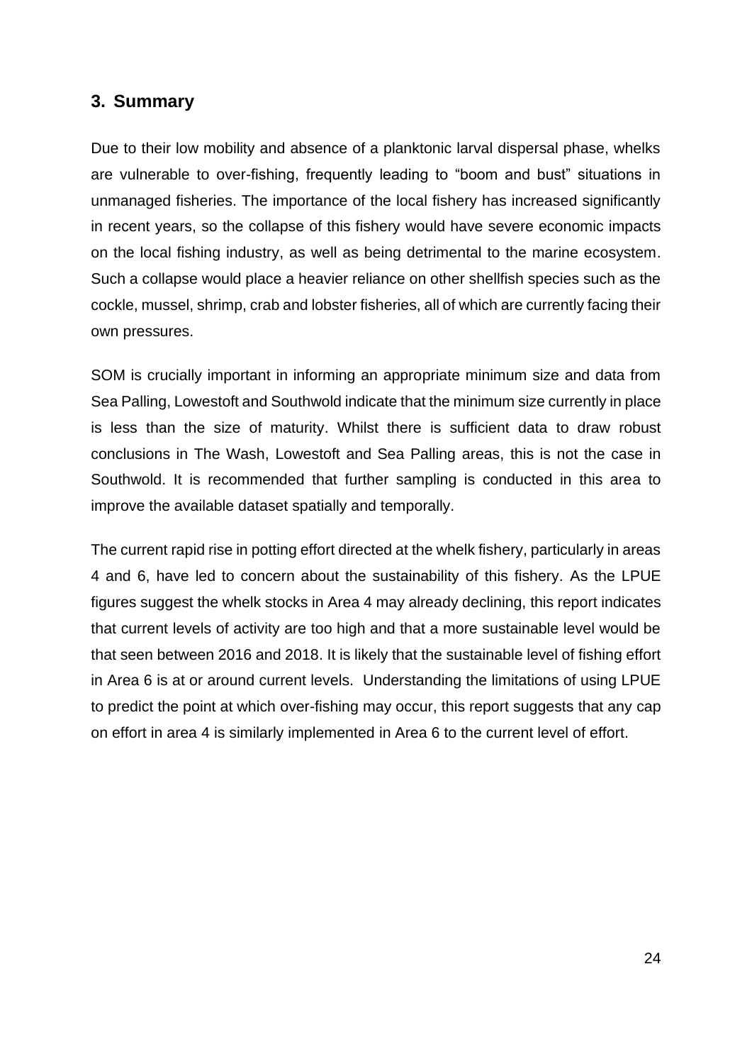## 3. Summary

Due to their low mobility and absence of a planktonic larval dispersal phase, whelks are vulnerable to over-fishing, frequently leading to "boom and bust" situations in unmanaged fisheries. The importance of the local fishery has increased significantly in recent years, so the collapse of this fishery would have severe economic impacts on the local fishing industry, as well as being detrimental to the marine ecosystem. Such a collapse would place a heavier reliance on other shellfish species such as the cockle, mussel, shrimp, crab and lobster fisheries, all of which are currently facing their own pressures.

SOM is crucially important in informing an appropriate minimum size and data from Sea Palling, Lowestoft and Southwold indicate that the minimum size currently in place is less than the size of maturity. Whilst there is sufficient data to draw robust conclusions in The Wash, Lowestoft and Sea Palling areas, this is not the case in Southwold. It is recommended that further sampling is conducted in this area to improve the available dataset spatially and temporally.

The current rapid rise in potting effort directed at the whelk fishery, particularly in areas 4 and 6, have led to concern about the sustainability of this fishery. As the LPUE figures suggest the whelk stocks in Area 4 may already declining, this report indicates that current levels of activity are too high and that a more sustainable level would be that seen between 2016 and 2018. It is likely that the sustainable level of fishing effort in Area 6 is at or around current levels. Understanding the limitations of using LPUE to predict the point at which over-fishing may occur, this report suggests that any cap on effort in area 4 is similarly implemented in Area 6 to the current level of effort.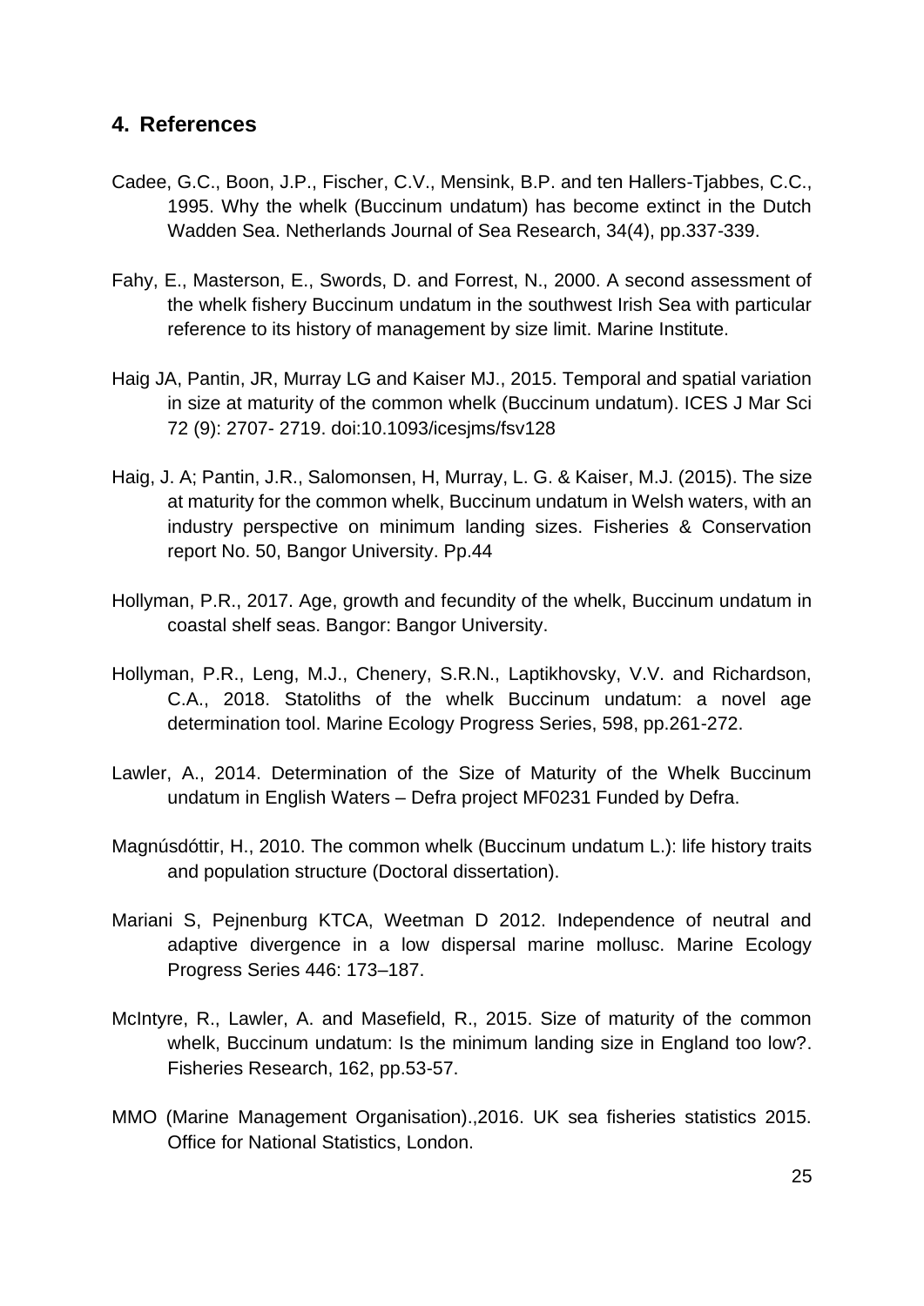## 4. References

Cadee, G.C., Boon, J.P., Fischer, C.V., Mensink, B.P. and ten Hallers-Tjabbes, C.C., 1995. Why the whelk (Buccinum undatum) has become extinct in the Dutch Wadden Sea. Netherlands Journal of Sea Research, 34(4), pp.337-339.

Fahy, E., Masterson, E., Swords, D. and Forrest, N., 2000. A second assessment of the whelk fishery Buccinum undatum in the southwest Irish Sea with particular reference to its history of management by size limit. Marine Institute.

Haig JA, Pantin, JR, Murray LG and Kaiser MJ., 2015. Temporal and spatial variation in size at maturity of the common whelk (Buccinum undatum). ICES J Mar Sci 72 (9): 2707- 2719. doi:10.1093/icesjms/fsv128

Haig, J. A; Pantin, J.R., Salomonsen, H, Murray, L. G. & Kaiser, M.J. (2015). The size at maturity for the common whelk, Buccinum undatum in Welsh waters, with an industry perspective on minimum landing sizes. Fisheries & Conservation report No. 50, Bangor University. Pp.44

Hollyman, P.R., 2017. Age, growth and fecundity of the whelk, Buccinum undatum in coastal shelf seas. Bangor: Bangor University.

Hollyman, P.R., Leng, M.J., Chenery, S.R.N., Laptikhovsky, V.V. and Richardson, C.A., 2018. Statoliths of the whelk Buccinum undatum: a novel age determination tool. Marine Ecology Progress Series, 598, pp.261-272.

Lawler, A., 2014. Determination of the Size of Maturity of the Whelk Buccinum undatum in English Waters – Defra project MF0231 Funded by Defra.

Magnúsdóttir, H., 2010. The common whelk (Buccinum undatum L.): life history traits and population structure (Doctoral dissertation).

Mariani S, Pejnenburg KTCA, Weetman D 2012. Independence of neutral and adaptive divergence in a low dispersal marine mollusc. Marine Ecology Progress Series 446: 173–187.

McIntyre, R., Lawler, A. and Masefield, R., 2015. Size of maturity of the common whelk, Buccinum undatum: Is the minimum landing size in England too low?. Fisheries Research, 162, pp.53-57.

MMO (Marine Management Organisation).,2016. UK sea fisheries statistics 2015. Office for National Statistics, London.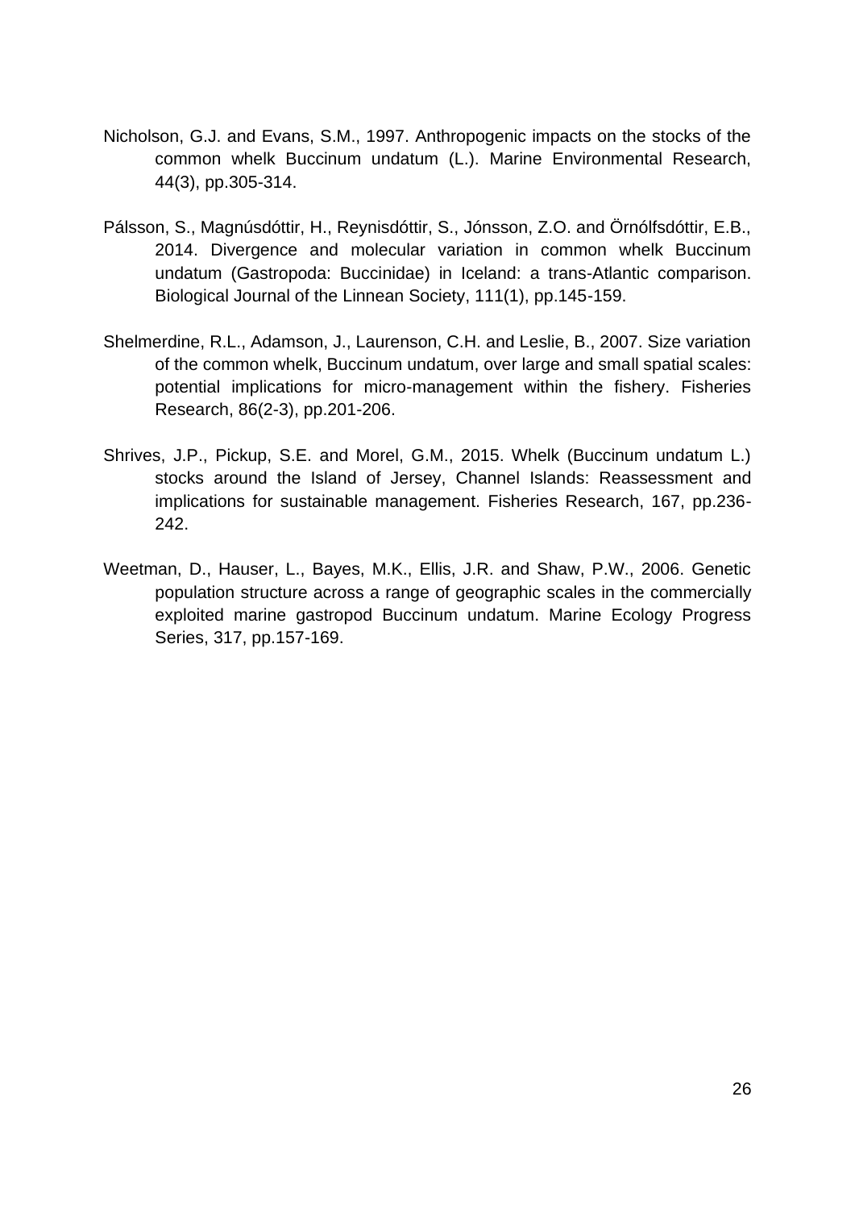Nicholson, G.J. and Evans, S.M., 1997. Anthropogenic impacts on the stocks of the common whelk Buccinum undatum (L.). Marine Environmental Research, 44(3), pp.305-314.

Pálsson, S., Magnúsdóttir, H., Reynisdóttir, S., Jónsson, Z.O. and Örnólfsdóttir, E.B., 2014. Divergence and molecular variation in common whelk Buccinum undatum (Gastropoda: Buccinidae) in Iceland: a trans-Atlantic comparison. Biological Journal of the Linnean Society, 111(1), pp.145-159.

Shelmerdine, R.L., Adamson, J., Laurenson, C.H. and Leslie, B., 2007. Size variation of the common whelk, Buccinum undatum, over large and small spatial scales: potential implications for micro-management within the fishery. Fisheries Research, 86(2-3), pp.201-206.

Shrives, J.P., Pickup, S.E. and Morel, G.M., 2015. Whelk (Buccinum undatum L.) stocks around the Island of Jersey, Channel Islands: Reassessment and implications for sustainable management. Fisheries Research, 167, pp.236-242.

Weetman, D., Hauser, L., Bayes, M.K., Ellis, J.R. and Shaw, P.W., 2006. Genetic population structure across a range of geographic scales in the commercially exploited marine gastropod Buccinum undatum. Marine Ecology Progress Series, 317, pp.157-169.